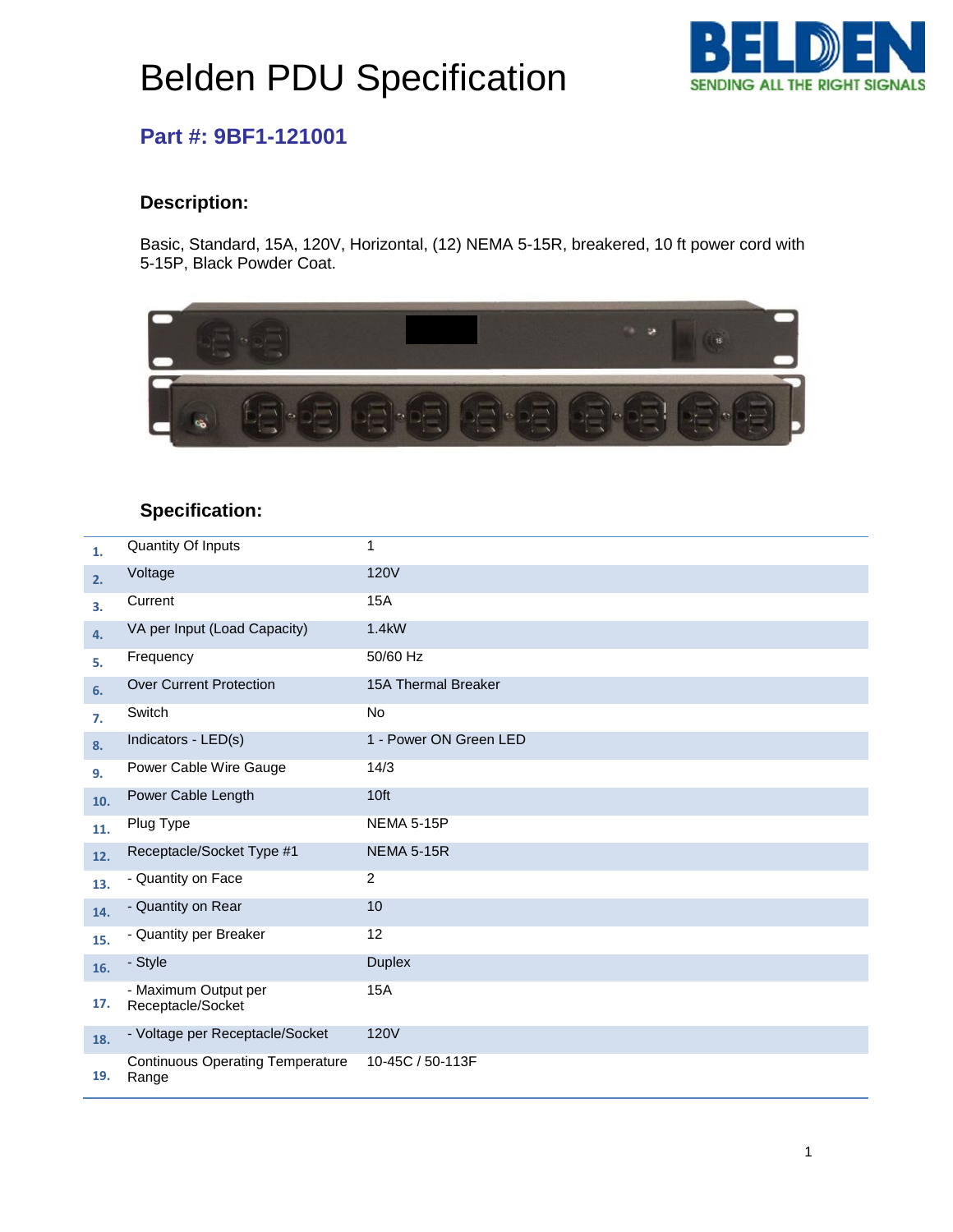# Belden PDU Specification

## Part #: 9BF1-121001

### Description:

Basic, Standard, 15A, 120V, Horizontal, (12) NEMA 5-15R, breakered, 10 ft power cord with 5-15P, Black Powder Coat.

### Specification:

| | | |
|---|---|---|
| 1. | Quantity Of Inputs | 1 |
| 2. | Voltage | 120V |
| 3. | Current | 15A |
| 4. | VA per Input (Load Capacity) | 1.4kW |
| 5. | Frequency | 50/60 Hz |
| 6. | Over Current Protection | 15A Thermal Breaker |
| 7. | Switch | No |
| 8. | Indicators - LED(s) | 1 - Power ON Green LED |
| 9. | Power Cable Wire Gauge | 14/3 |
| 10. | Power Cable Length | 10ft |
| 11. | Plug Type | NEMA 5-15P |
| 12. | Receptacle/Socket Type #1 | NEMA 5-15R |
| 13. | - Quantity on Face | 2 |
| 14. | - Quantity on Rear | 10 |
| 15. | - Quantity per Breaker | 12 |
| 16. | - Style | Duplex |
| 17. | - Maximum Output per Receptacle/Socket | 15A |
| 18. | - Voltage per Receptacle/Socket | 120V |
| 19. | Continuous Operating Temperature Range | 10-45C / 50-113F |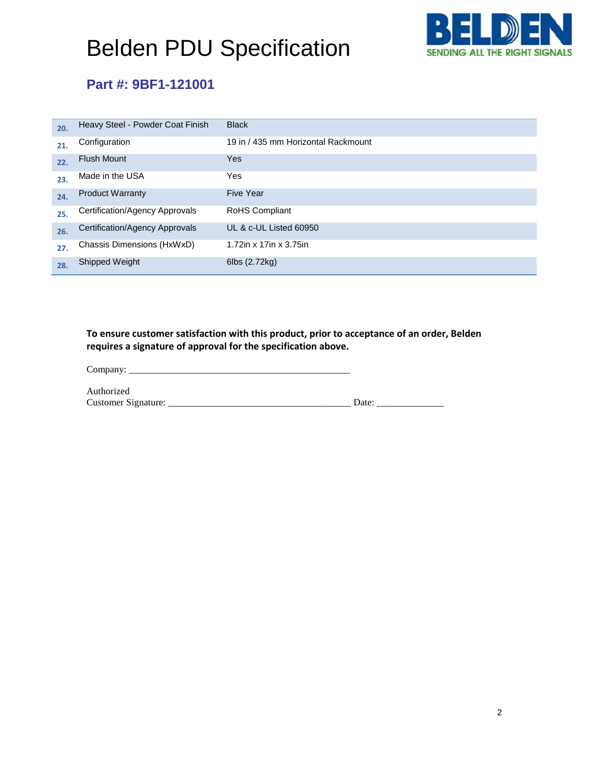# Belden PDU Specification

BELDEN
SENDING ALL THE RIGHT SIGNALS

## Part #: 9BF1-121001

| | | |
|---|---|---|
| 20. | Heavy Steel - Powder Coat Finish | Black |
| 21. | Configuration | 19 in / 435 mm Horizontal Rackmount |
| 22. | Flush Mount | Yes |
| 23. | Made in the USA | Yes |
| 24. | Product Warranty | Five Year |
| 25. | Certification/Agency Approvals | RoHS Compliant |
| 26. | Certification/Agency Approvals | UL & c-UL Listed 60950 |
| 27. | Chassis Dimensions (HxWxD) | 1.72in x 17in x 3.75in |
| 28. | Shipped Weight | 6lbs (2.72kg) |

**To ensure customer satisfaction with this product, prior to acceptance of an order, Belden requires a signature of approval for the specification above.**

Company: _______________________________________________

Authorized
Customer Signature: _______________________________________ Date: ______________